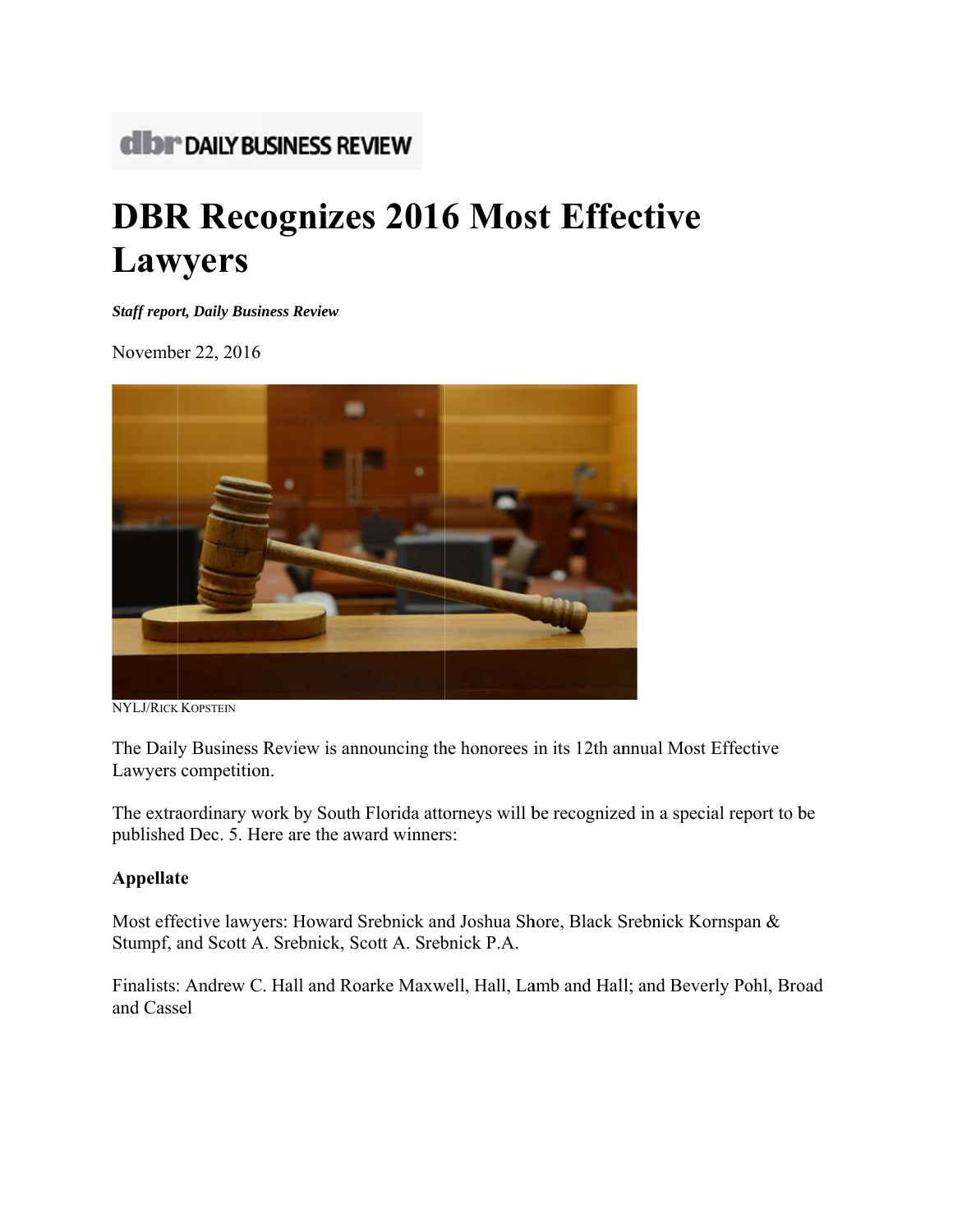dbr DAILY BUSINESS REVIEW

# DBR Recognizes 2016 Most Effective Lawyers

***Staff report, Daily Business Review***

November 22, 2016

NYLJ/RICK KOPSTEIN

The Daily Business Review is announcing the honorees in its 12th annual Most Effective Lawyers competition.

The extraordinary work by South Florida attorneys will be recognized in a special report to be published Dec. 5. Here are the award winners:

**Appellate**

Most effective lawyers: Howard Srebnick and Joshua Shore, Black Srebnick Kornspan & Stumpf, and Scott A. Srebnick, Scott A. Srebnick P.A.

Finalists: Andrew C. Hall and Roarke Maxwell, Hall, Lamb and Hall; and Beverly Pohl, Broad and Cassel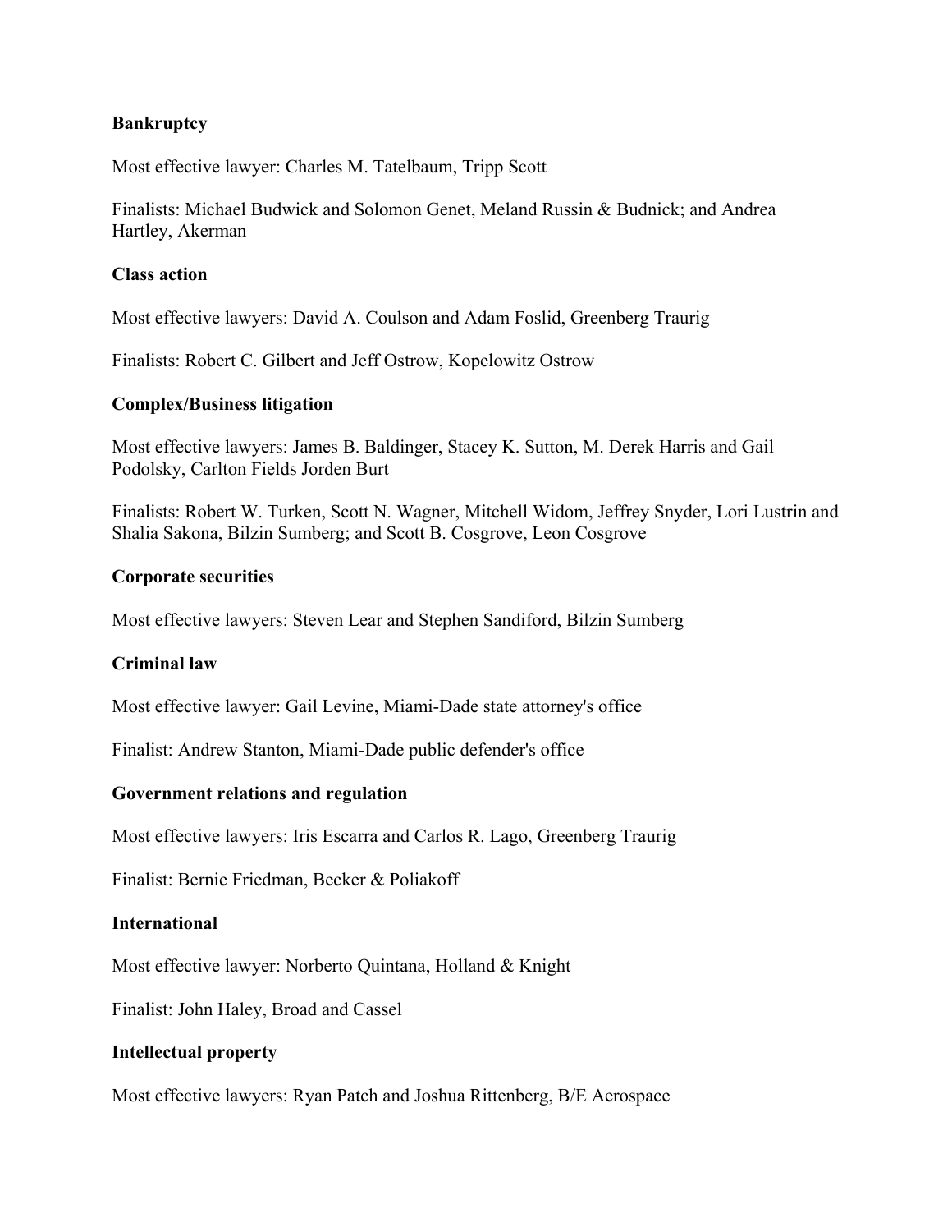**Bankruptcy**

Most effective lawyer: Charles M. Tatelbaum, Tripp Scott

Finalists: Michael Budwick and Solomon Genet, Meland Russin & Budnick; and Andrea Hartley, Akerman

**Class action**

Most effective lawyers: David A. Coulson and Adam Foslid, Greenberg Traurig

Finalists: Robert C. Gilbert and Jeff Ostrow, Kopelowitz Ostrow

**Complex/Business litigation**

Most effective lawyers: James B. Baldinger, Stacey K. Sutton, M. Derek Harris and Gail Podolsky, Carlton Fields Jorden Burt

Finalists: Robert W. Turken, Scott N. Wagner, Mitchell Widom, Jeffrey Snyder, Lori Lustrin and Shalia Sakona, Bilzin Sumberg; and Scott B. Cosgrove, Leon Cosgrove

**Corporate securities**

Most effective lawyers: Steven Lear and Stephen Sandiford, Bilzin Sumberg

**Criminal law**

Most effective lawyer: Gail Levine, Miami-Dade state attorney's office

Finalist: Andrew Stanton, Miami-Dade public defender's office

**Government relations and regulation**

Most effective lawyers: Iris Escarra and Carlos R. Lago, Greenberg Traurig

Finalist: Bernie Friedman, Becker & Poliakoff

**International**

Most effective lawyer: Norberto Quintana, Holland & Knight

Finalist: John Haley, Broad and Cassel

**Intellectual property**

Most effective lawyers: Ryan Patch and Joshua Rittenberg, B/E Aerospace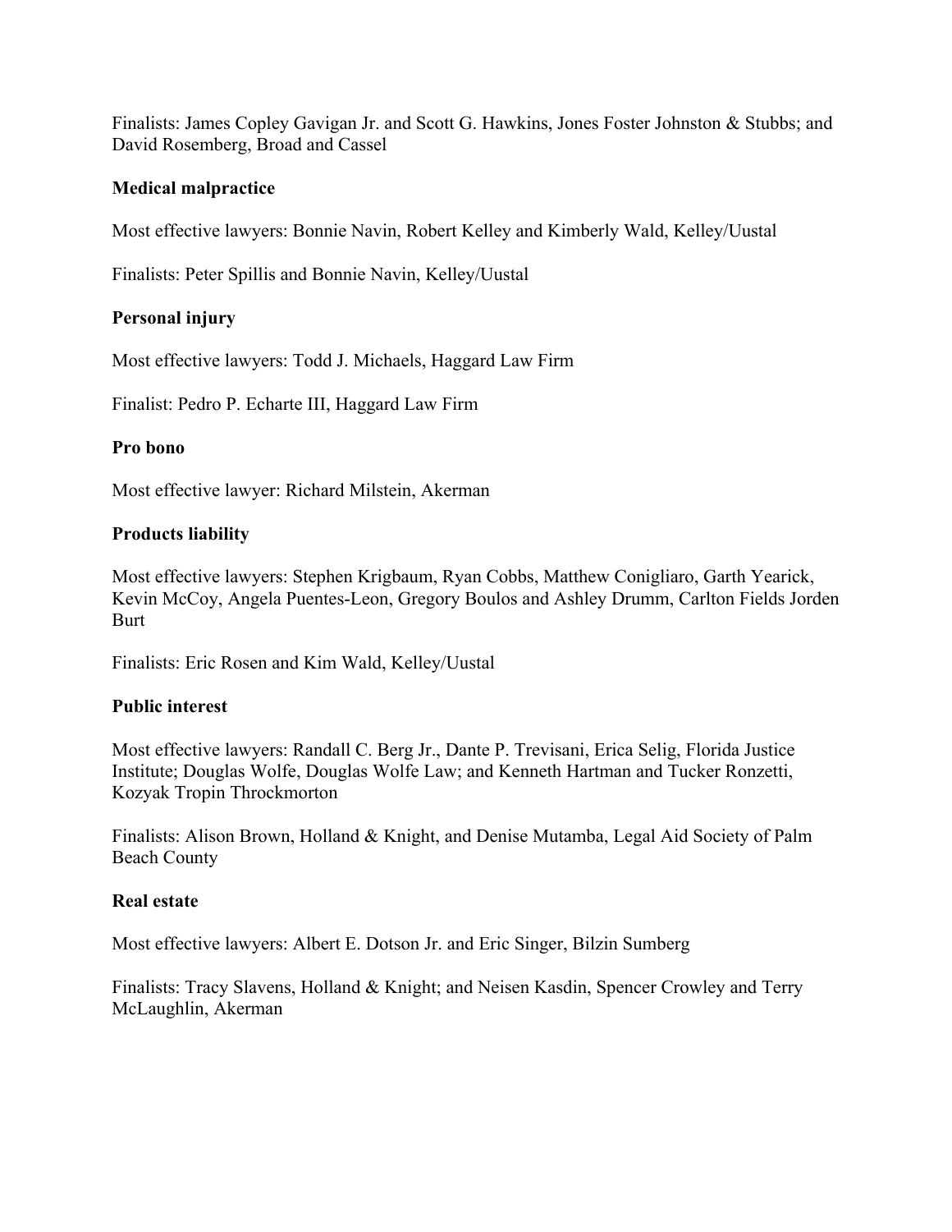Finalists: James Copley Gavigan Jr. and Scott G. Hawkins, Jones Foster Johnston & Stubbs; and David Rosemberg, Broad and Cassel

**Medical malpractice**

Most effective lawyers: Bonnie Navin, Robert Kelley and Kimberly Wald, Kelley/Uustal

Finalists: Peter Spillis and Bonnie Navin, Kelley/Uustal

**Personal injury**

Most effective lawyers: Todd J. Michaels, Haggard Law Firm

Finalist: Pedro P. Echarte III, Haggard Law Firm

**Pro bono**

Most effective lawyer: Richard Milstein, Akerman

**Products liability**

Most effective lawyers: Stephen Krigbaum, Ryan Cobbs, Matthew Conigliaro, Garth Yearick, Kevin McCoy, Angela Puentes-Leon, Gregory Boulos and Ashley Drumm, Carlton Fields Jorden Burt

Finalists: Eric Rosen and Kim Wald, Kelley/Uustal

**Public interest**

Most effective lawyers: Randall C. Berg Jr., Dante P. Trevisani, Erica Selig, Florida Justice Institute; Douglas Wolfe, Douglas Wolfe Law; and Kenneth Hartman and Tucker Ronzetti, Kozyak Tropin Throckmorton

Finalists: Alison Brown, Holland & Knight, and Denise Mutamba, Legal Aid Society of Palm Beach County

**Real estate**

Most effective lawyers: Albert E. Dotson Jr. and Eric Singer, Bilzin Sumberg

Finalists: Tracy Slavens, Holland & Knight; and Neisen Kasdin, Spencer Crowley and Terry McLaughlin, Akerman